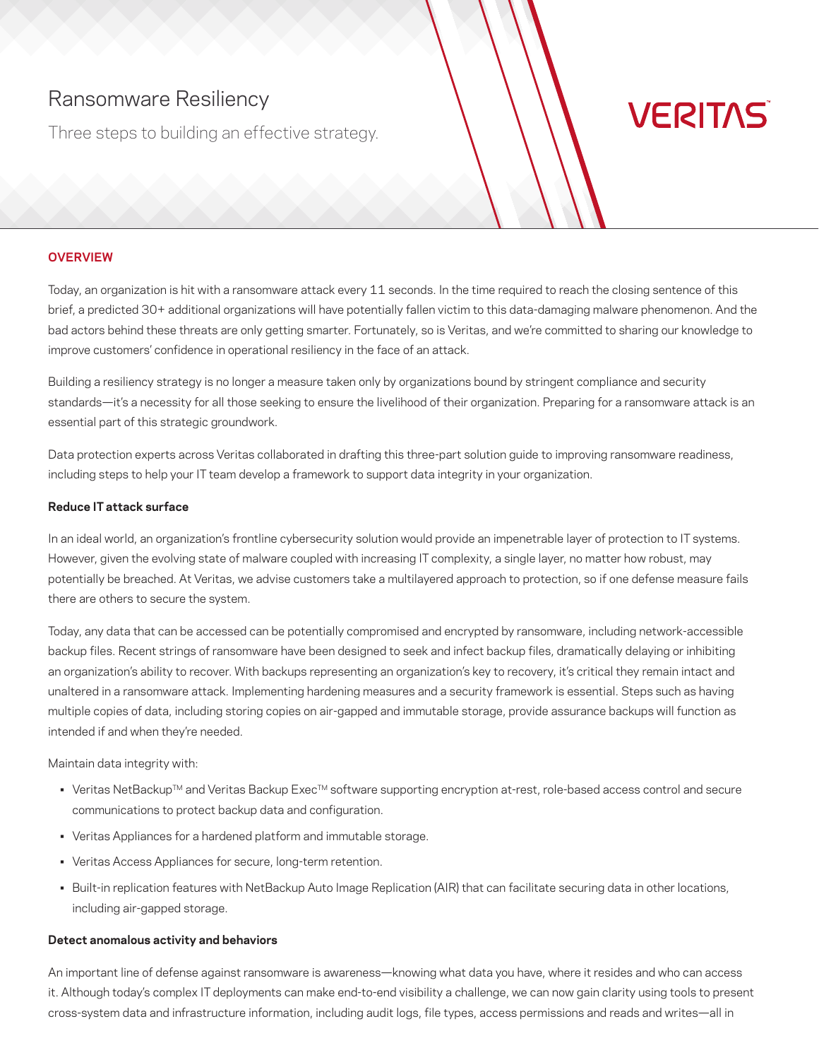# Ransomware Resiliency

Three steps to building an effective strategy.

VERITAS

## OVERVIEW

Today, an organization is hit with a ransomware attack every 11 seconds. In the time required to reach the closing sentence of this brief, a predicted 30+ additional organizations will have potentially fallen victim to this data-damaging malware phenomenon. And the bad actors behind these threats are only getting smarter. Fortunately, so is Veritas, and we're committed to sharing our knowledge to improve customers' confidence in operational resiliency in the face of an attack.

Building a resiliency strategy is no longer a measure taken only by organizations bound by stringent compliance and security standards—it's a necessity for all those seeking to ensure the livelihood of their organization. Preparing for a ransomware attack is an essential part of this strategic groundwork.

Data protection experts across Veritas collaborated in drafting this three-part solution guide to improving ransomware readiness, including steps to help your IT team develop a framework to support data integrity in your organization.

### Reduce IT attack surface

In an ideal world, an organization's frontline cybersecurity solution would provide an impenetrable layer of protection to IT systems. However, given the evolving state of malware coupled with increasing IT complexity, a single layer, no matter how robust, may potentially be breached. At Veritas, we advise customers take a multilayered approach to protection, so if one defense measure fails there are others to secure the system.

Today, any data that can be accessed can be potentially compromised and encrypted by ransomware, including network-accessible backup files. Recent strings of ransomware have been designed to seek and infect backup files, dramatically delaying or inhibiting an organization's ability to recover. With backups representing an organization's key to recovery, it's critical they remain intact and unaltered in a ransomware attack. Implementing hardening measures and a security framework is essential. Steps such as having multiple copies of data, including storing copies on air-gapped and immutable storage, provide assurance backups will function as intended if and when they're needed.

Maintain data integrity with:

- Veritas NetBackup™ and Veritas Backup Exec™ software supporting encryption at-rest, role-based access control and secure communications to protect backup data and configuration.
- Veritas Appliances for a hardened platform and immutable storage.
- Veritas Access Appliances for secure, long-term retention.
- Built-in replication features with NetBackup Auto Image Replication (AIR) that can facilitate securing data in other locations, including air-gapped storage.

### Detect anomalous activity and behaviors

An important line of defense against ransomware is awareness—knowing what data you have, where it resides and who can access it. Although today's complex IT deployments can make end-to-end visibility a challenge, we can now gain clarity using tools to present cross-system data and infrastructure information, including audit logs, file types, access permissions and reads and writes—all in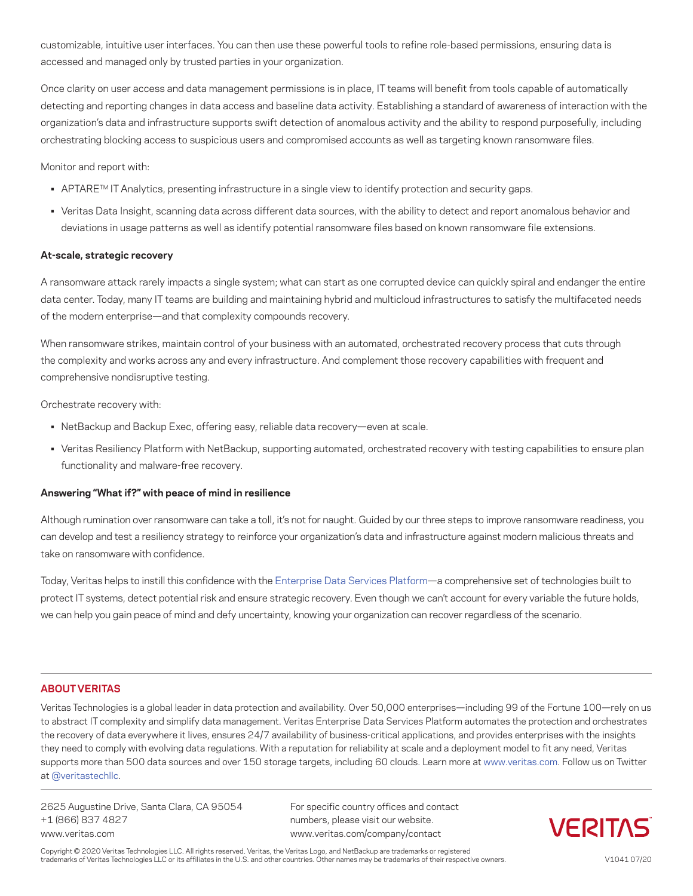customizable, intuitive user interfaces. You can then use these powerful tools to refine role-based permissions, ensuring data is accessed and managed only by trusted parties in your organization.

Once clarity on user access and data management permissions is in place, IT teams will benefit from tools capable of automatically detecting and reporting changes in data access and baseline data activity. Establishing a standard of awareness of interaction with the organization's data and infrastructure supports swift detection of anomalous activity and the ability to respond purposefully, including orchestrating blocking access to suspicious users and compromised accounts as well as targeting known ransomware files.

Monitor and report with:

- APTARE™ IT Analytics, presenting infrastructure in a single view to identify protection and security gaps.
- Veritas Data Insight, scanning data across different data sources, with the ability to detect and report anomalous behavior and deviations in usage patterns as well as identify potential ransomware files based on known ransomware file extensions.

**At-scale, strategic recovery**

A ransomware attack rarely impacts a single system; what can start as one corrupted device can quickly spiral and endanger the entire data center. Today, many IT teams are building and maintaining hybrid and multicloud infrastructures to satisfy the multifaceted needs of the modern enterprise—and that complexity compounds recovery.

When ransomware strikes, maintain control of your business with an automated, orchestrated recovery process that cuts through the complexity and works across any and every infrastructure. And complement those recovery capabilities with frequent and comprehensive nondisruptive testing.

Orchestrate recovery with:

- NetBackup and Backup Exec, offering easy, reliable data recovery—even at scale.
- Veritas Resiliency Platform with NetBackup, supporting automated, orchestrated recovery with testing capabilities to ensure plan functionality and malware-free recovery.

**Answering "What if?" with peace of mind in resilience**

Although rumination over ransomware can take a toll, it's not for naught. Guided by our three steps to improve ransomware readiness, you can develop and test a resiliency strategy to reinforce your organization's data and infrastructure against modern malicious threats and take on ransomware with confidence.

Today, Veritas helps to instill this confidence with the Enterprise Data Services Platform—a comprehensive set of technologies built to protect IT systems, detect potential risk and ensure strategic recovery. Even though we can't account for every variable the future holds, we can help you gain peace of mind and defy uncertainty, knowing your organization can recover regardless of the scenario.

## ABOUT VERITAS

Veritas Technologies is a global leader in data protection and availability. Over 50,000 enterprises—including 99 of the Fortune 100—rely on us to abstract IT complexity and simplify data management. Veritas Enterprise Data Services Platform automates the protection and orchestrates the recovery of data everywhere it lives, ensures 24/7 availability of business-critical applications, and provides enterprises with the insights they need to comply with evolving data regulations. With a reputation for reliability at scale and a deployment model to fit any need, Veritas supports more than 500 data sources and over 150 storage targets, including 60 clouds. Learn more at www.veritas.com. Follow us on Twitter at @veritastechllc.

2625 Augustine Drive, Santa Clara, CA 95054
+1 (866) 837 4827
www.veritas.com

For specific country offices and contact numbers, please visit our website.
www.veritas.com/company/contact

VERITAS

Copyright © 2020 Veritas Technologies LLC. All rights reserved. Veritas, the Veritas Logo, and NetBackup are trademarks or registered trademarks of Veritas Technologies LLC or its affiliates in the U.S. and other countries. Other names may be trademarks of their respective owners.

V1041 07/20